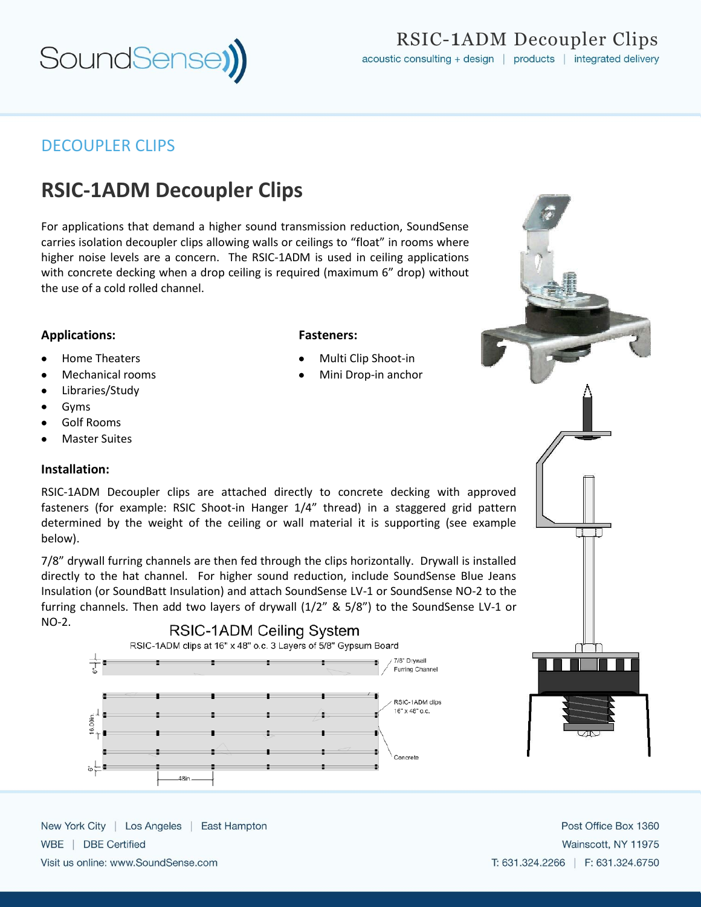# DECOUPLER CLIPS

## RSIC-1ADM Decoupler Clips

For applications that demand a higher sound transmission reduction, SoundSense carries isolation decoupler clips allowing walls or ceilings to "float" in rooms where higher noise levels are a concern. The RSIC-1ADM is used in ceiling applications with concrete decking when a drop ceiling is required (maximum 6" drop) without the use of a cold rolled channel.

**Applications:**

- Home Theaters
- Mechanical rooms
- Libraries/Study
- Gyms
- Golf Rooms
- Master Suites

**Fasteners:**

- Multi Clip Shoot-in
- Mini Drop-in anchor

**Installation:**

RSIC-1ADM Decoupler clips are attached directly to concrete decking with approved fasteners (for example: RSIC Shoot-in Hanger 1/4" thread) in a staggered grid pattern determined by the weight of the ceiling or wall material it is supporting (see example below).

7/8" drywall furring channels are then fed through the clips horizontally. Drywall is installed directly to the hat channel. For higher sound reduction, include SoundSense Blue Jeans Insulation (or SoundBatt Insulation) and attach SoundSense LV-1 or SoundSense NO-2 to the furring channels. Then add two layers of drywall (1/2" & 5/8") to the SoundSense LV-1 or NO-2.

RSIC-1ADM Ceiling System

RSIC-1ADM clips at 16" x 48" o.c. 3 Layers of 5/8" Gypsum Board

7/8" Drywall Furring Channel

RSIC-1ADM clips 16" x 48" o.c.

Concrete

6"

16.00in

6"

48in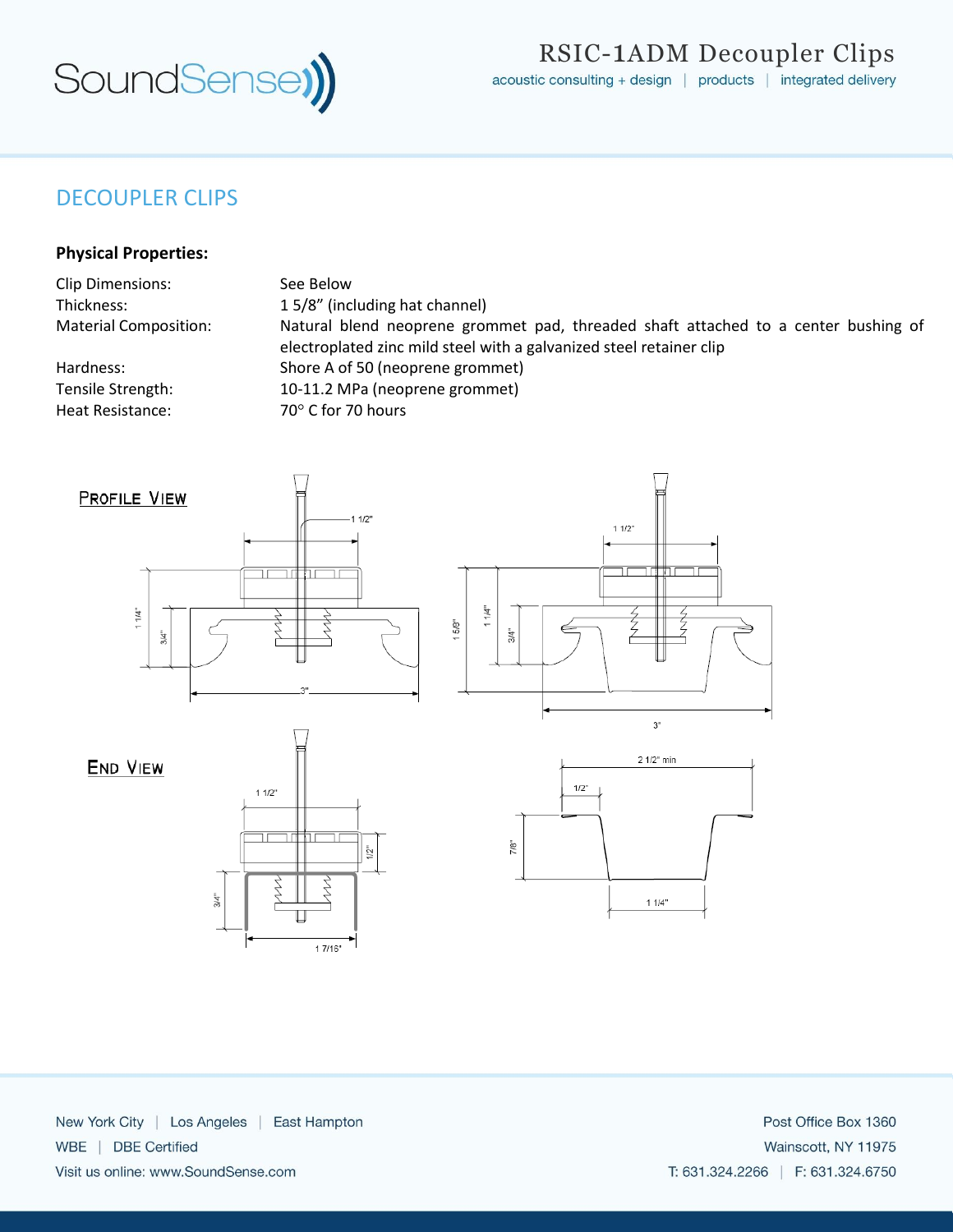## DECOUPLER CLIPS

**Physical Properties:**

| | |
|---|---|
| Clip Dimensions: | See Below |
| Thickness: | 1 5/8” (including hat channel) |
| Material Composition: | Natural blend neoprene grommet pad, threaded shaft attached to a center bushing of electroplated zinc mild steel with a galvanized steel retainer clip |
| Hardness: | Shore A of 50 (neoprene grommet) |
| Tensile Strength: | 10-11.2 MPa (neoprene grommet) |
| Heat Resistance: | 70° C for 70 hours |

PROFILE VIEW

1 1/2"
1 1/4"
3/4"
3"

1 1/2"
1 5/8"
1 1/4"
3/4"
3"

END VIEW

1 1/2"
1/2"
3/4"
1 7/16"

2 1/2" min
1/2"
7/8"
1 1/4"